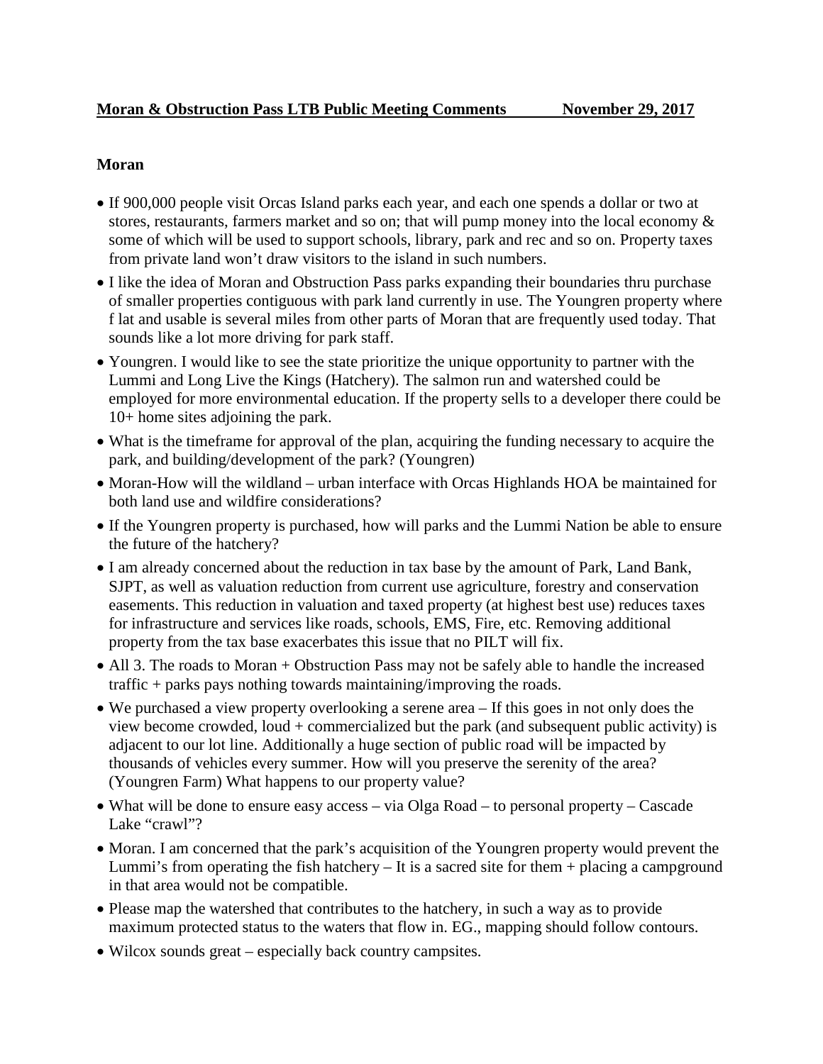**Moran & Obstruction Pass LTB Public Meeting Comments November 29, 2017**

**Moran**

- If 900,000 people visit Orcas Island parks each year, and each one spends a dollar or two at stores, restaurants, farmers market and so on; that will pump money into the local economy & some of which will be used to support schools, library, park and rec and so on. Property taxes from private land won't draw visitors to the island in such numbers.
- I like the idea of Moran and Obstruction Pass parks expanding their boundaries thru purchase of smaller properties contiguous with park land currently in use. The Youngren property where f lat and usable is several miles from other parts of Moran that are frequently used today. That sounds like a lot more driving for park staff.
- Youngren. I would like to see the state prioritize the unique opportunity to partner with the Lummi and Long Live the Kings (Hatchery). The salmon run and watershed could be employed for more environmental education. If the property sells to a developer there could be 10+ home sites adjoining the park.
- What is the timeframe for approval of the plan, acquiring the funding necessary to acquire the park, and building/development of the park? (Youngren)
- Moran-How will the wildland – urban interface with Orcas Highlands HOA be maintained for both land use and wildfire considerations?
- If the Youngren property is purchased, how will parks and the Lummi Nation be able to ensure the future of the hatchery?
- I am already concerned about the reduction in tax base by the amount of Park, Land Bank, SJPT, as well as valuation reduction from current use agriculture, forestry and conservation easements. This reduction in valuation and taxed property (at highest best use) reduces taxes for infrastructure and services like roads, schools, EMS, Fire, etc. Removing additional property from the tax base exacerbates this issue that no PILT will fix.
- All 3. The roads to Moran + Obstruction Pass may not be safely able to handle the increased traffic + parks pays nothing towards maintaining/improving the roads.
- We purchased a view property overlooking a serene area – If this goes in not only does the view become crowded, loud + commercialized but the park (and subsequent public activity) is adjacent to our lot line. Additionally a huge section of public road will be impacted by thousands of vehicles every summer. How will you preserve the serenity of the area? (Youngren Farm) What happens to our property value?
- What will be done to ensure easy access – via Olga Road – to personal property – Cascade Lake "crawl"?
- Moran. I am concerned that the park's acquisition of the Youngren property would prevent the Lummi's from operating the fish hatchery – It is a sacred site for them + placing a campground in that area would not be compatible.
- Please map the watershed that contributes to the hatchery, in such a way as to provide maximum protected status to the waters that flow in. EG., mapping should follow contours.
- Wilcox sounds great – especially back country campsites.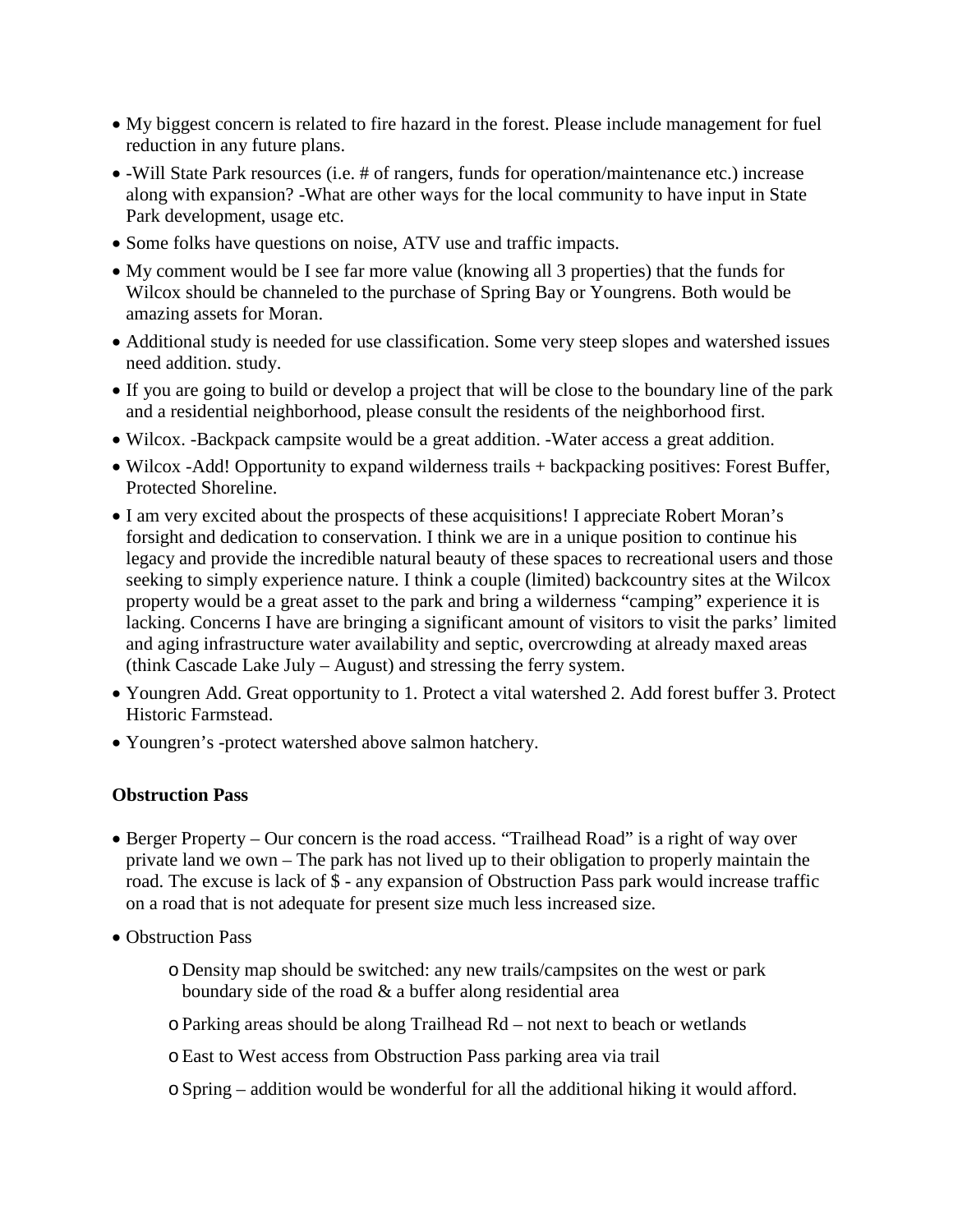- My biggest concern is related to fire hazard in the forest. Please include management for fuel reduction in any future plans.
- -Will State Park resources (i.e. # of rangers, funds for operation/maintenance etc.) increase along with expansion? -What are other ways for the local community to have input in State Park development, usage etc.
- Some folks have questions on noise, ATV use and traffic impacts.
- My comment would be I see far more value (knowing all 3 properties) that the funds for Wilcox should be channeled to the purchase of Spring Bay or Youngrens. Both would be amazing assets for Moran.
- Additional study is needed for use classification. Some very steep slopes and watershed issues need addition. study.
- If you are going to build or develop a project that will be close to the boundary line of the park and a residential neighborhood, please consult the residents of the neighborhood first.
- Wilcox. -Backpack campsite would be a great addition. -Water access a great addition.
- Wilcox -Add! Opportunity to expand wilderness trails + backpacking positives: Forest Buffer, Protected Shoreline.
- I am very excited about the prospects of these acquisitions! I appreciate Robert Moran's forsight and dedication to conservation. I think we are in a unique position to continue his legacy and provide the incredible natural beauty of these spaces to recreational users and those seeking to simply experience nature. I think a couple (limited) backcountry sites at the Wilcox property would be a great asset to the park and bring a wilderness "camping" experience it is lacking. Concerns I have are bringing a significant amount of visitors to visit the parks' limited and aging infrastructure water availability and septic, overcrowding at already maxed areas (think Cascade Lake July – August) and stressing the ferry system.
- Youngren Add. Great opportunity to 1. Protect a vital watershed 2. Add forest buffer 3. Protect Historic Farmstead.
- Youngren's -protect watershed above salmon hatchery.

**Obstruction Pass**

- Berger Property – Our concern is the road access. "Trailhead Road" is a right of way over private land we own – The park has not lived up to their obligation to properly maintain the road. The excuse is lack of $ - any expansion of Obstruction Pass park would increase traffic on a road that is not adequate for present size much less increased size.
- Obstruction Pass
    - Density map should be switched: any new trails/campsites on the west or park boundary side of the road & a buffer along residential area
    - Parking areas should be along Trailhead Rd – not next to beach or wetlands
    - East to West access from Obstruction Pass parking area via trail
    - Spring – addition would be wonderful for all the additional hiking it would afford.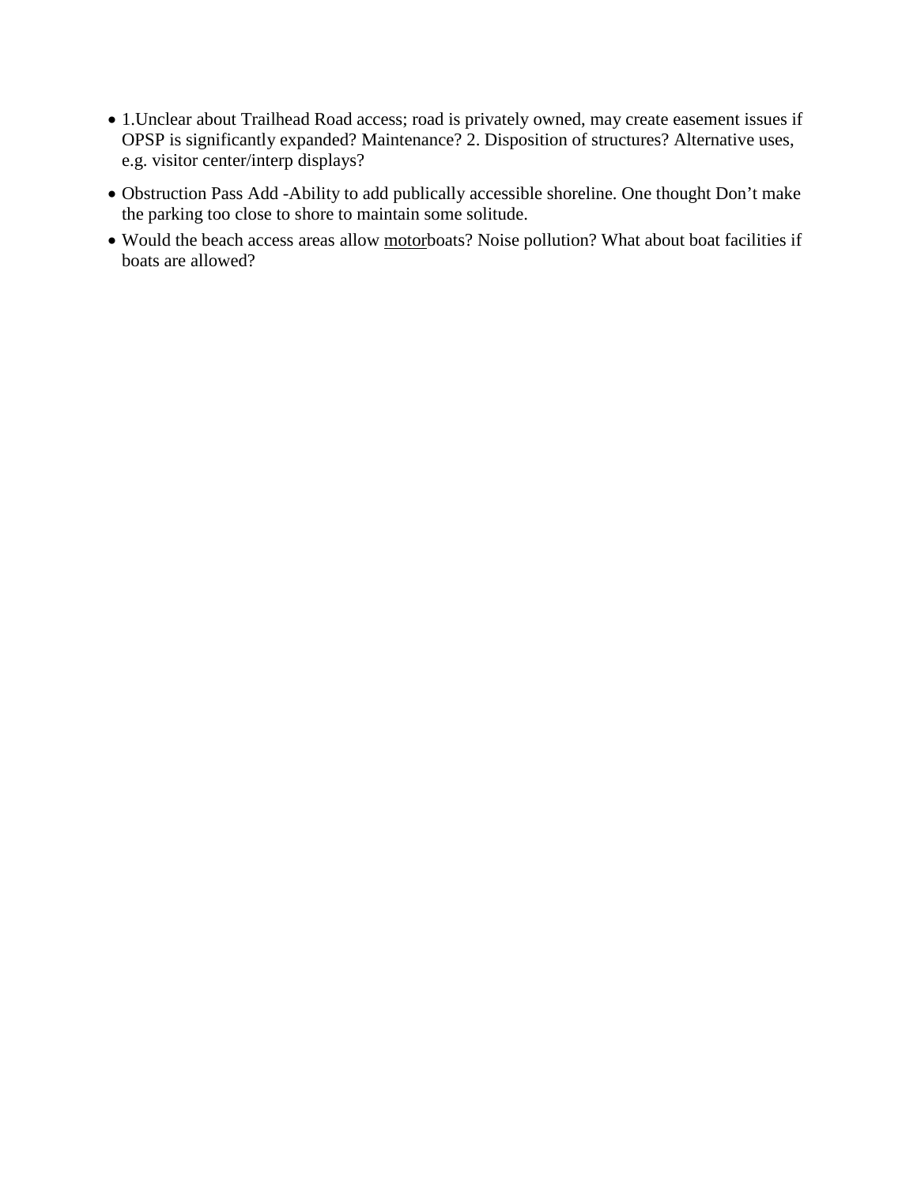- 1.Unclear about Trailhead Road access; road is privately owned, may create easement issues if OPSP is significantly expanded? Maintenance? 2. Disposition of structures? Alternative uses, e.g. visitor center/interp displays?
- Obstruction Pass Add -Ability to add publically accessible shoreline. One thought Don't make the parking too close to shore to maintain some solitude.
- Would the beach access areas allow <u>motor</u>boats? Noise pollution? What about boat facilities if boats are allowed?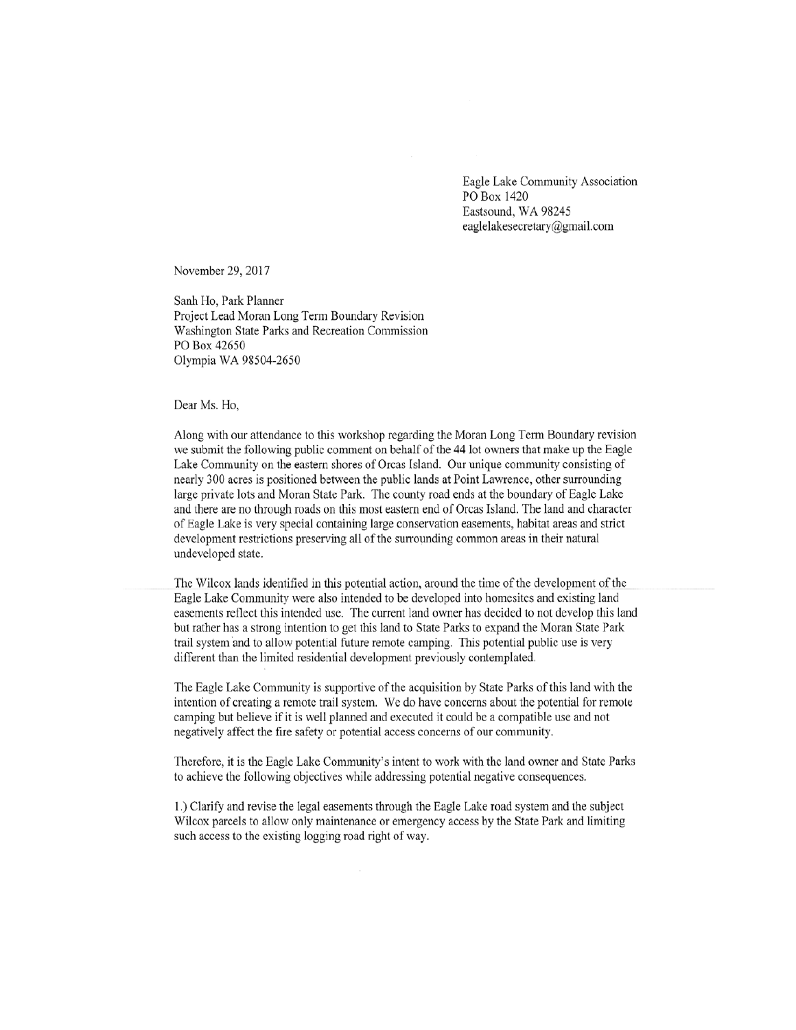Eagle Lake Community Association
PO Box 1420
Eastsound, WA 98245
eaglelakesecretary@gmail.com

November 29, 2017

Sanh Ho, Park Planner
Project Lead Moran Long Term Boundary Revision
Washington State Parks and Recreation Commission
PO Box 42650
Olympia WA 98504-2650

Dear Ms. Ho,

Along with our attendance to this workshop regarding the Moran Long Term Boundary revision we submit the following public comment on behalf of the 44 lot owners that make up the Eagle Lake Community on the eastern shores of Orcas Island. Our unique community consisting of nearly 300 acres is positioned between the public lands at Point Lawrence, other surrounding large private lots and Moran State Park. The county road ends at the boundary of Eagle Lake and there are no through roads on this most eastern end of Orcas Island. The land and character of Eagle Lake is very special containing large conservation easements, habitat areas and strict development restrictions preserving all of the surrounding common areas in their natural undeveloped state.

The Wilcox lands identified in this potential action, around the time of the development of the Eagle Lake Community were also intended to be developed into homesites and existing land easements reflect this intended use. The current land owner has decided to not develop this land but rather has a strong intention to get this land to State Parks to expand the Moran State Park trail system and to allow potential future remote camping. This potential public use is very different than the limited residential development previously contemplated.

The Eagle Lake Community is supportive of the acquisition by State Parks of this land with the intention of creating a remote trail system. We do have concerns about the potential for remote camping but believe if it is well planned and executed it could be a compatible use and not negatively affect the fire safety or potential access concerns of our community.

Therefore, it is the Eagle Lake Community's intent to work with the land owner and State Parks to achieve the following objectives while addressing potential negative consequences.

1.) Clarify and revise the legal easements through the Eagle Lake road system and the subject Wilcox parcels to allow only maintenance or emergency access by the State Park and limiting such access to the existing logging road right of way.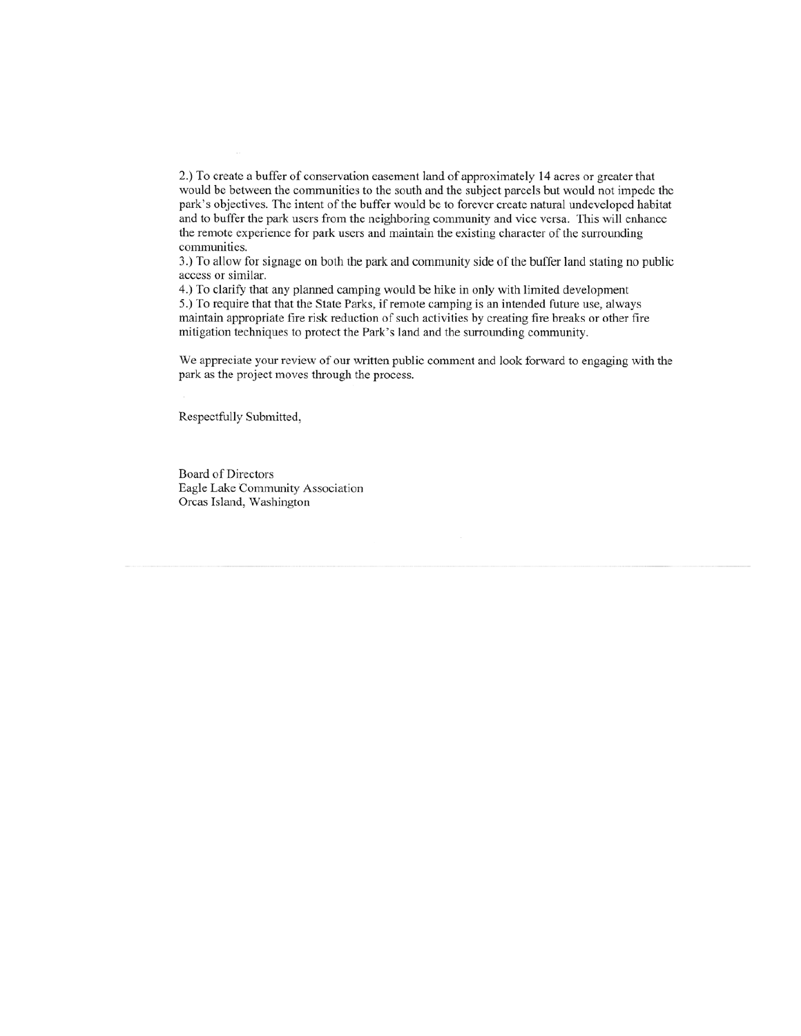2.) To create a buffer of conservation easement land of approximately 14 acres or greater that would be between the communities to the south and the subject parcels but would not impede the park's objectives. The intent of the buffer would be to forever create natural undeveloped habitat and to buffer the park users from the neighboring community and vice versa. This will enhance the remote experience for park users and maintain the existing character of the surrounding communities.

3.) To allow for signage on both the park and community side of the buffer land stating no public access or similar.

4.) To clarify that any planned camping would be hike in only with limited development

5.) To require that that the State Parks, if remote camping is an intended future use, always maintain appropriate fire risk reduction of such activities by creating fire breaks or other fire mitigation techniques to protect the Park's land and the surrounding community.

We appreciate your review of our written public comment and look forward to engaging with the park as the project moves through the process.

Respectfully Submitted,

Board of Directors
Eagle Lake Community Association
Orcas Island, Washington